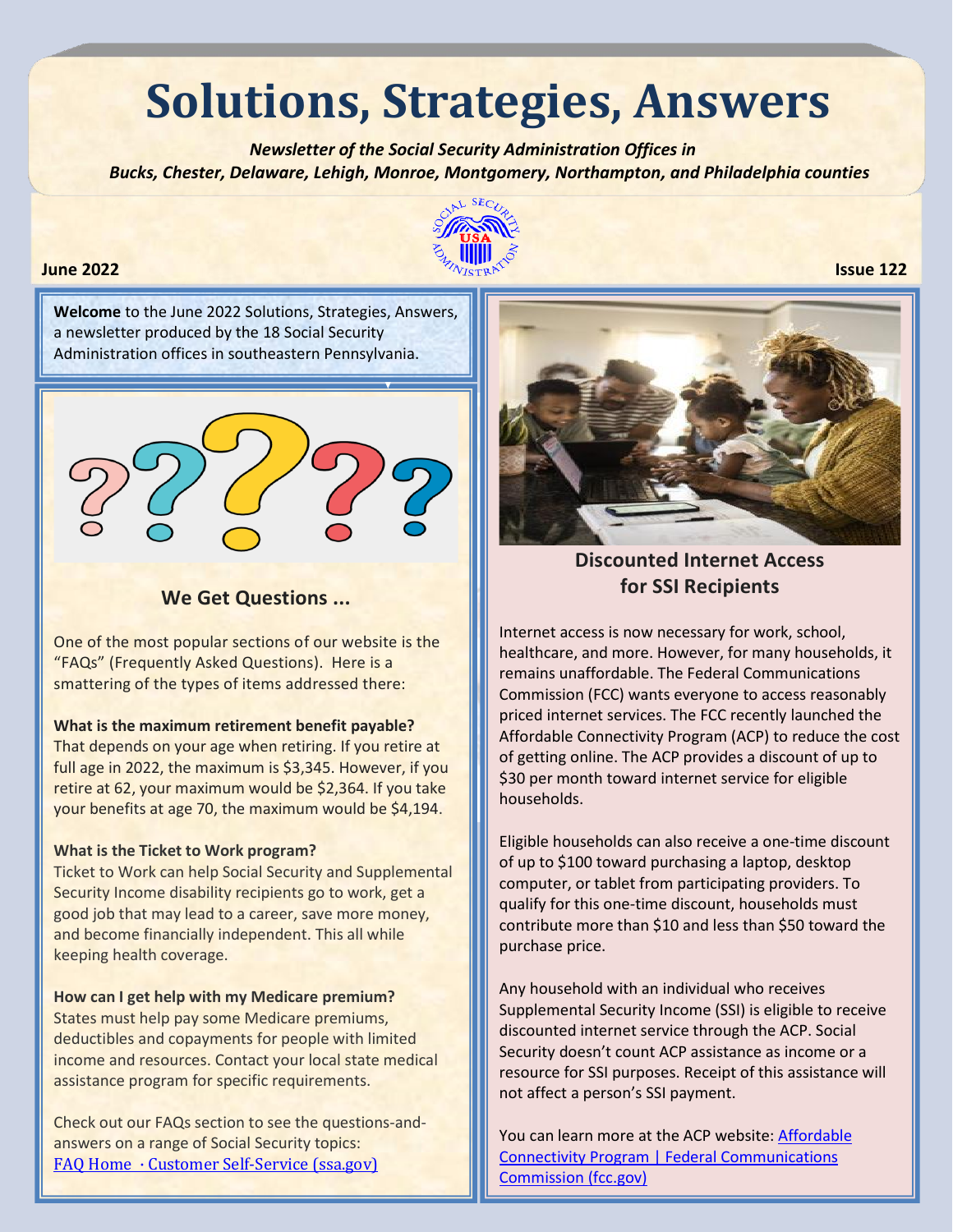# Solutions, Strategies, Answers

*Newsletter of the Social Security Administration Offices in Bucks, Chester, Delaware, Lehigh, Monroe, Montgomery, Northampton, and Philadelphia counties*

**June 2022** **Issue 122**

**Welcome** to the June 2022 Solutions, Strategies, Answers, a newsletter produced by the 18 Social Security Administration offices in southeastern Pennsylvania.

## We Get Questions ...

One of the most popular sections of our website is the "FAQs" (Frequently Asked Questions). Here is a smattering of the types of items addressed there:

**What is the maximum retirement benefit payable?**
That depends on your age when retiring. If you retire at full age in 2022, the maximum is $3,345. However, if you retire at 62, your maximum would be $2,364. If you take your benefits at age 70, the maximum would be $4,194.

**What is the Ticket to Work program?**
Ticket to Work can help Social Security and Supplemental Security Income disability recipients go to work, get a good job that may lead to a career, save more money, and become financially independent. This all while keeping health coverage.

**How can I get help with my Medicare premium?**
States must help pay some Medicare premiums, deductibles and copayments for people with limited income and resources. Contact your local state medical assistance program for specific requirements.

Check out our FAQs section to see the questions-and-answers on a range of Social Security topics: [FAQ Home · Customer Self-Service (ssa.gov)]

## Discounted Internet Access for SSI Recipients

Internet access is now necessary for work, school, healthcare, and more. However, for many households, it remains unaffordable. The Federal Communications Commission (FCC) wants everyone to access reasonably priced internet services. The FCC recently launched the Affordable Connectivity Program (ACP) to reduce the cost of getting online. The ACP provides a discount of up to $30 per month toward internet service for eligible households.

Eligible households can also receive a one-time discount of up to $100 toward purchasing a laptop, desktop computer, or tablet from participating providers. To qualify for this one-time discount, households must contribute more than $10 and less than $50 toward the purchase price.

Any household with an individual who receives Supplemental Security Income (SSI) is eligible to receive discounted internet service through the ACP. Social Security doesn't count ACP assistance as income or a resource for SSI purposes. Receipt of this assistance will not affect a person's SSI payment.

You can learn more at the ACP website: [Affordable Connectivity Program | Federal Communications Commission (fcc.gov)]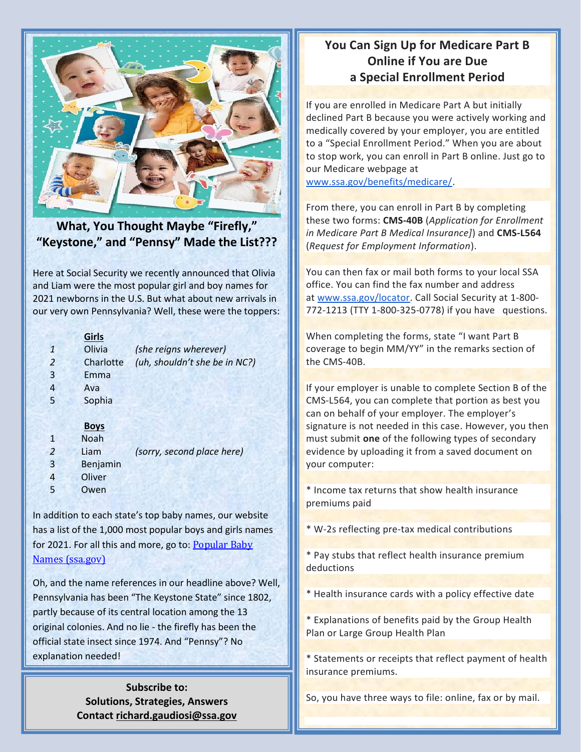## What, You Thought Maybe "Firefly," "Keystone," and "Pennsy" Made the List???

Here at Social Security we recently announced that Olivia and Liam were the most popular girl and boy names for 2021 newborns in the U.S. But what about new arrivals in our very own Pennsylvania? Well, these were the toppers:

| | Girls | |
|---|---|---|
| *1* | Olivia | *(she reigns wherever)* |
| *2* | Charlotte | *(uh, shouldn't she be in NC?)* |
| 3 | Emma | |
| 4 | Ava | |
| 5 | Sophia | |

| | Boys | |
|---|---|---|
| 1 | Noah | |
| *2* | Liam | *(sorry, second place here)* |
| 3 | Benjamin | |
| 4 | Oliver | |
| 5 | Owen | |

In addition to each state's top baby names, our website has a list of the 1,000 most popular boys and girls names for 2021. For all this and more, go to: [Popular Baby Names (ssa.gov)]

Oh, and the name references in our headline above? Well, Pennsylvania has been "The Keystone State" since 1802, partly because of its central location among the 13 original colonies. And no lie - the firefly has been the official state insect since 1974. And "Pennsy"? No explanation needed!

**Subscribe to:**
**Solutions, Strategies, Answers**
**Contact richard.gaudiosi@ssa.gov**

## You Can Sign Up for Medicare Part B Online if You are Due a Special Enrollment Period

If you are enrolled in Medicare Part A but initially declined Part B because you were actively working and medically covered by your employer, you are entitled to a "Special Enrollment Period." When you are about to stop work, you can enroll in Part B online. Just go to our Medicare webpage at www.ssa.gov/benefits/medicare/.

From there, you can enroll in Part B by completing these two forms: **CMS-40B** (*Application for Enrollment in Medicare Part B Medical Insurance]*) and **CMS-L564** (*Request for Employment Information*).

You can then fax or mail both forms to your local SSA office. You can find the fax number and address at www.ssa.gov/locator. Call Social Security at 1-800-772-1213 (TTY 1-800-325-0778) if you have questions.

When completing the forms, state "I want Part B coverage to begin MM/YY" in the remarks section of the CMS-40B.

If your employer is unable to complete Section B of the CMS-L564, you can complete that portion as best you can on behalf of your employer. The employer's signature is not needed in this case. However, you then must submit **one** of the following types of secondary evidence by uploading it from a saved document on your computer:

* Income tax returns that show health insurance premiums paid

* W-2s reflecting pre-tax medical contributions

* Pay stubs that reflect health insurance premium deductions

* Health insurance cards with a policy effective date

* Explanations of benefits paid by the Group Health Plan or Large Group Health Plan

* Statements or receipts that reflect payment of health insurance premiums.

So, you have three ways to file: online, fax or by mail.